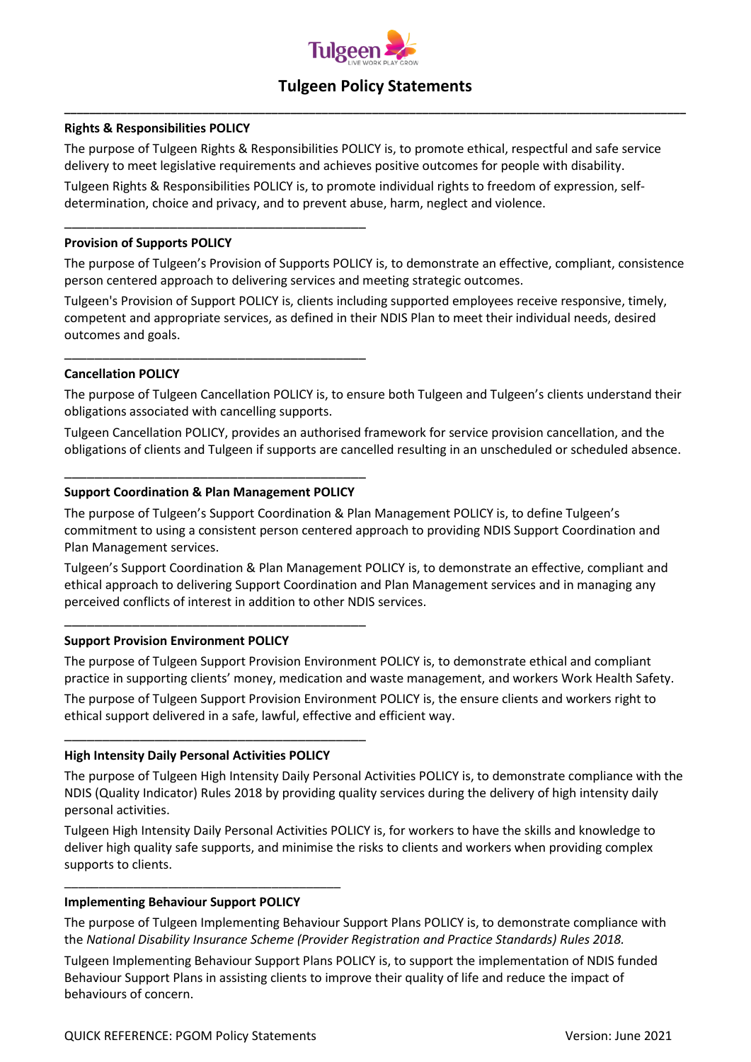# Tulgeen Policy Statements

### Rights & Responsibilities POLICY

The purpose of Tulgeen Rights & Responsibilities POLICY is, to promote ethical, respectful and safe service delivery to meet legislative requirements and achieves positive outcomes for people with disability.

Tulgeen Rights & Responsibilities POLICY is, to promote individual rights to freedom of expression, self-determination, choice and privacy, and to prevent abuse, harm, neglect and violence.

---

### Provision of Supports POLICY

The purpose of Tulgeen's Provision of Supports POLICY is, to demonstrate an effective, compliant, consistence person centered approach to delivering services and meeting strategic outcomes.

Tulgeen's Provision of Support POLICY is, clients including supported employees receive responsive, timely, competent and appropriate services, as defined in their NDIS Plan to meet their individual needs, desired outcomes and goals.

---

### Cancellation POLICY

The purpose of Tulgeen Cancellation POLICY is, to ensure both Tulgeen and Tulgeen's clients understand their obligations associated with cancelling supports.

Tulgeen Cancellation POLICY, provides an authorised framework for service provision cancellation, and the obligations of clients and Tulgeen if supports are cancelled resulting in an unscheduled or scheduled absence.

---

### Support Coordination & Plan Management POLICY

The purpose of Tulgeen's Support Coordination & Plan Management POLICY is, to define Tulgeen's commitment to using a consistent person centered approach to providing NDIS Support Coordination and Plan Management services.

Tulgeen's Support Coordination & Plan Management POLICY is, to demonstrate an effective, compliant and ethical approach to delivering Support Coordination and Plan Management services and in managing any perceived conflicts of interest in addition to other NDIS services.

---

### Support Provision Environment POLICY

The purpose of Tulgeen Support Provision Environment POLICY is, to demonstrate ethical and compliant practice in supporting clients' money, medication and waste management, and workers Work Health Safety.

The purpose of Tulgeen Support Provision Environment POLICY is, the ensure clients and workers right to ethical support delivered in a safe, lawful, effective and efficient way.

---

### High Intensity Daily Personal Activities POLICY

The purpose of Tulgeen High Intensity Daily Personal Activities POLICY is, to demonstrate compliance with the NDIS (Quality Indicator) Rules 2018 by providing quality services during the delivery of high intensity daily personal activities.

Tulgeen High Intensity Daily Personal Activities POLICY is, for workers to have the skills and knowledge to deliver high quality safe supports, and minimise the risks to clients and workers when providing complex supports to clients.

---

### Implementing Behaviour Support POLICY

The purpose of Tulgeen Implementing Behaviour Support Plans POLICY is, to demonstrate compliance with the *National Disability Insurance Scheme (Provider Registration and Practice Standards) Rules 2018.*

Tulgeen Implementing Behaviour Support Plans POLICY is, to support the implementation of NDIS funded Behaviour Support Plans in assisting clients to improve their quality of life and reduce the impact of behaviours of concern.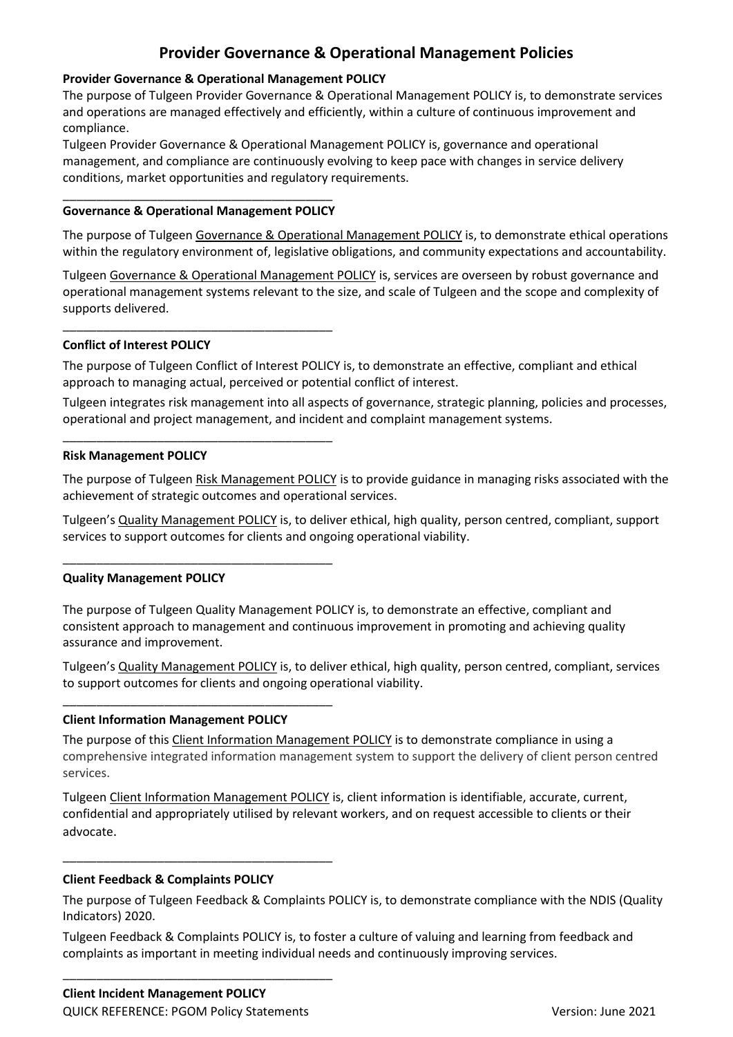// Provider Governance & Operational Management Policies

**Provider Governance & Operational Management POLICY**

The purpose of Tulgeen Provider Governance & Operational Management POLICY is, to demonstrate services and operations are managed effectively and efficiently, within a culture of continuous improvement and compliance.

Tulgeen Provider Governance & Operational Management POLICY is, governance and operational management, and compliance are continuously evolving to keep pace with changes in service delivery conditions, market opportunities and regulatory requirements.

---

**Governance & Operational Management POLICY**

The purpose of Tulgeen Governance & Operational Management POLICY is, to demonstrate ethical operations within the regulatory environment of, legislative obligations, and community expectations and accountability.

Tulgeen Governance & Operational Management POLICY is, services are overseen by robust governance and operational management systems relevant to the size, and scale of Tulgeen and the scope and complexity of supports delivered.

---

**Conflict of Interest POLICY**

The purpose of Tulgeen Conflict of Interest POLICY is, to demonstrate an effective, compliant and ethical approach to managing actual, perceived or potential conflict of interest.

Tulgeen integrates risk management into all aspects of governance, strategic planning, policies and processes, operational and project management, and incident and complaint management systems.

---

**Risk Management POLICY**

The purpose of Tulgeen Risk Management POLICY is to provide guidance in managing risks associated with the achievement of strategic outcomes and operational services.

Tulgeen's Quality Management POLICY is, to deliver ethical, high quality, person centred, compliant, support services to support outcomes for clients and ongoing operational viability.

---

**Quality Management POLICY**

The purpose of Tulgeen Quality Management POLICY is, to demonstrate an effective, compliant and consistent approach to management and continuous improvement in promoting and achieving quality assurance and improvement.

Tulgeen's Quality Management POLICY is, to deliver ethical, high quality, person centred, compliant, services to support outcomes for clients and ongoing operational viability.

---

**Client Information Management POLICY**

The purpose of this Client Information Management POLICY is to demonstrate compliance in using a comprehensive integrated information management system to support the delivery of client person centred services.

Tulgeen Client Information Management POLICY is, client information is identifiable, accurate, current, confidential and appropriately utilised by relevant workers, and on request accessible to clients or their advocate.

---

**Client Feedback & Complaints POLICY**

The purpose of Tulgeen Feedback & Complaints POLICY is, to demonstrate compliance with the NDIS (Quality Indicators) 2020.

Tulgeen Feedback & Complaints POLICY is, to foster a culture of valuing and learning from feedback and complaints as important in meeting individual needs and continuously improving services.

---

**Client Incident Management POLICY**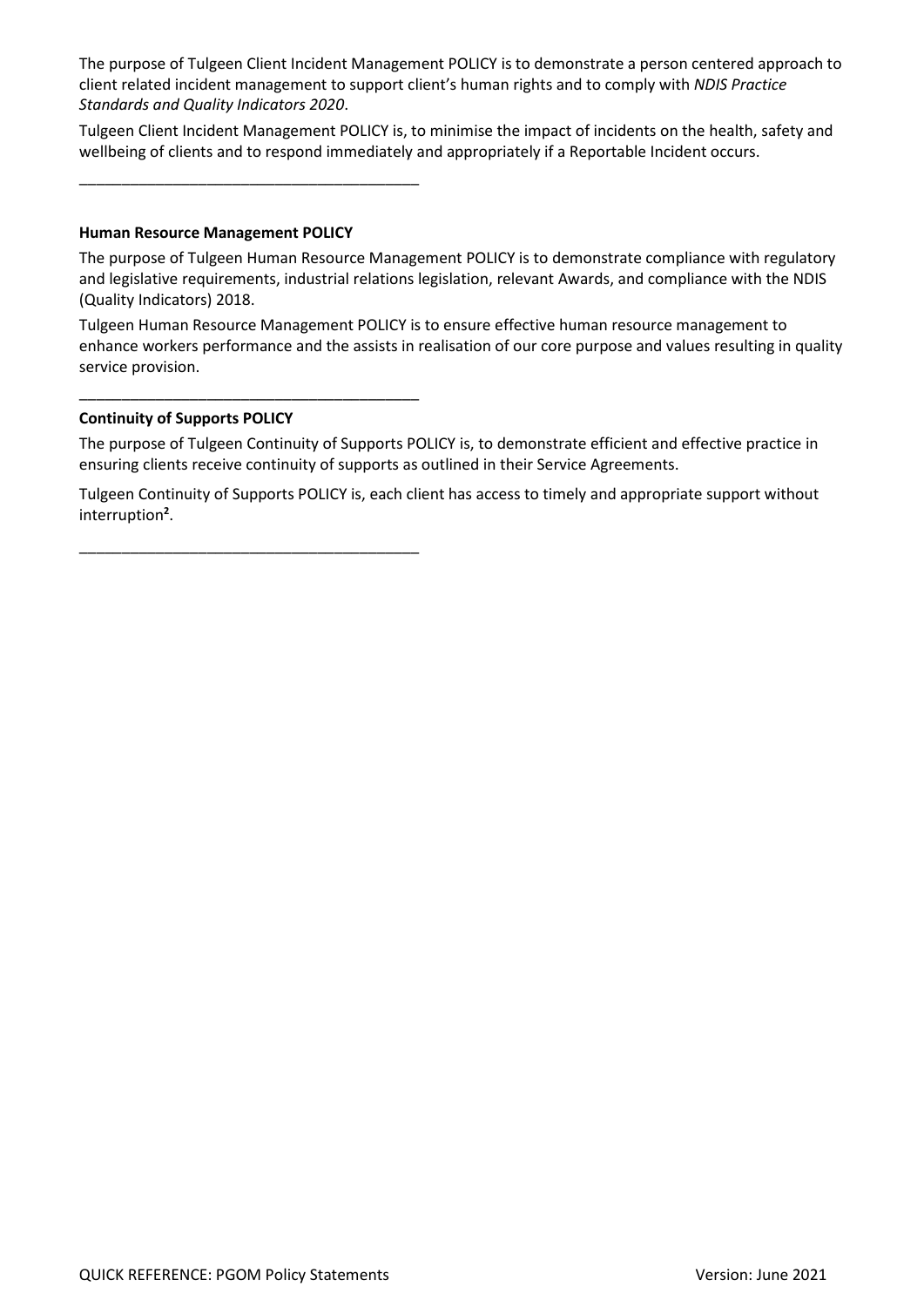The purpose of Tulgeen Client Incident Management POLICY is to demonstrate a person centered approach to client related incident management to support client's human rights and to comply with *NDIS Practice Standards and Quality Indicators 2020*.

Tulgeen Client Incident Management POLICY is, to minimise the impact of incidents on the health, safety and wellbeing of clients and to respond immediately and appropriately if a Reportable Incident occurs.

\_\_\_\_\_\_\_\_\_\_\_\_\_\_\_\_\_\_\_\_\_\_\_\_\_\_\_\_\_\_\_\_\_\_\_\_\_\_\_\_

**Human Resource Management POLICY**

The purpose of Tulgeen Human Resource Management POLICY is to demonstrate compliance with regulatory and legislative requirements, industrial relations legislation, relevant Awards, and compliance with the NDIS (Quality Indicators) 2018.

Tulgeen Human Resource Management POLICY is to ensure effective human resource management to enhance workers performance and the assists in realisation of our core purpose and values resulting in quality service provision.

\_\_\_\_\_\_\_\_\_\_\_\_\_\_\_\_\_\_\_\_\_\_\_\_\_\_\_\_\_\_\_\_\_\_\_\_\_\_\_\_

**Continuity of Supports POLICY**

The purpose of Tulgeen Continuity of Supports POLICY is, to demonstrate efficient and effective practice in ensuring clients receive continuity of supports as outlined in their Service Agreements.

Tulgeen Continuity of Supports POLICY is, each client has access to timely and appropriate support without interruption[2].

\_\_\_\_\_\_\_\_\_\_\_\_\_\_\_\_\_\_\_\_\_\_\_\_\_\_\_\_\_\_\_\_\_\_\_\_\_\_\_\_